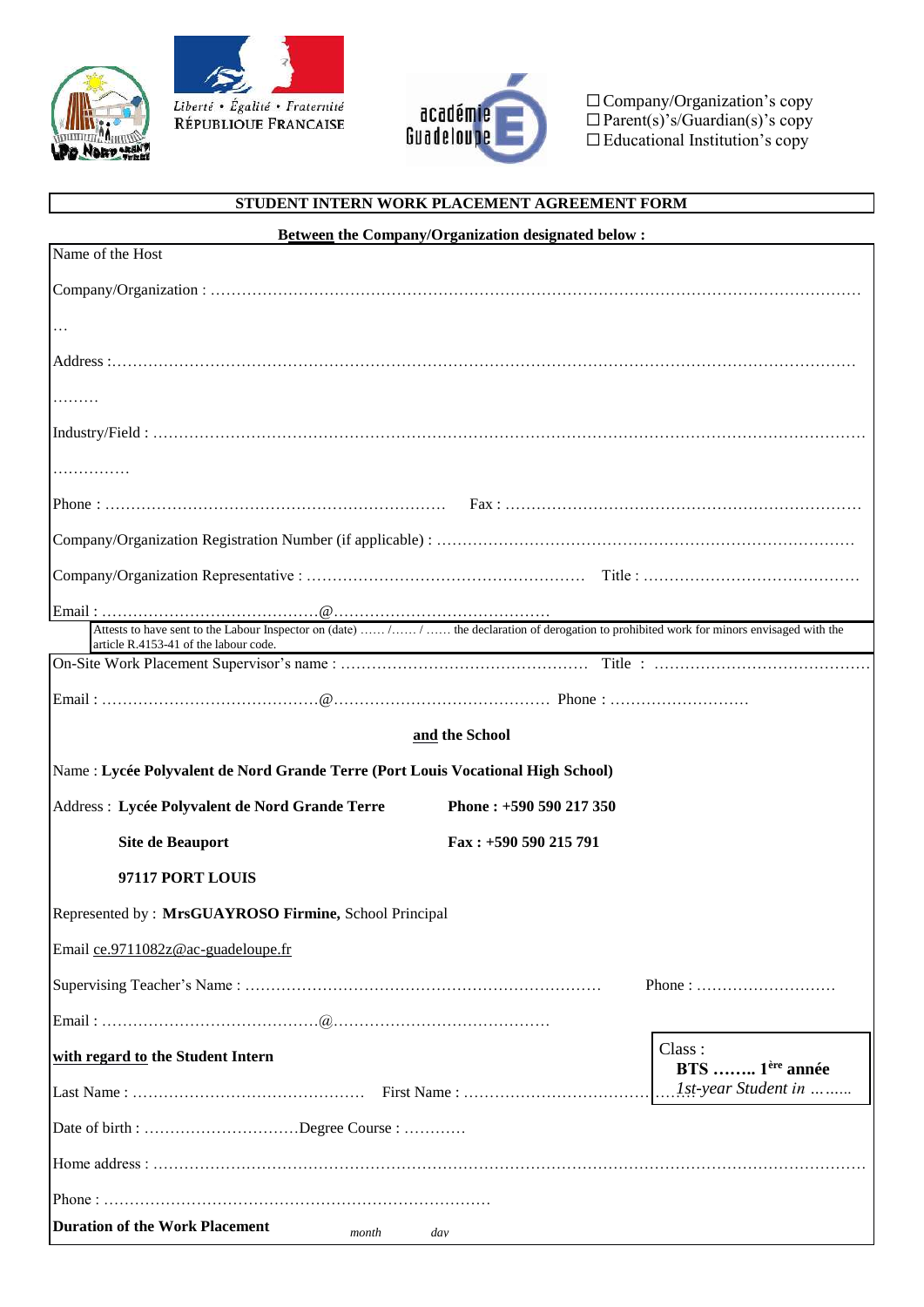Liberté • Égalité • Fraternité
RÉPUBLIQUE FRANCAISE

académie Guadeloupe

☐ Company/Organization's copy
☐ Parent(s)'s/Guardian(s)'s copy
☐ Educational Institution's copy

## STUDENT INTERN WORK PLACEMENT AGREEMENT FORM

**Between the Company/Organization designated below :**

Name of the Host

Company/Organization : ……………………………………………………………………………………………………………………

…

Address :…………………………………………………………………………………………………………………………………

………

Industry/Field : …………………………………………………………………………………………………………………………

……………

Phone : ………………………………………………………… Fax : ……………………………………………………………

Company/Organization Registration Number (if applicable) : ……………………………………………………………………

Company/Organization Representative : ……………………………………………… Title : ……………………………………

Email : ……………………………………@……………………………………

Attests to have sent to the Labour Inspector on (date) …… /…… / …… the declaration of derogation to prohibited work for minors envisaged with the article R.4153-41 of the labour code.

On-Site Work Placement Supervisor's name : ………………………………………… Title : ……………………………………

Email : ……………………………………@…………………………………… Phone : ………………………

**and the School**

Name : **Lycée Polyvalent de Nord Grande Terre (Port Louis Vocational High School)**

Address : **Lycée Polyvalent de Nord Grande Terre** **Phone : +590 590 217 350**

**Site de Beauport** **Fax : +590 590 215 791**

**97117 PORT LOUIS**

Represented by : **MrsGUAYROSO Firmine,** School Principal

Email ce.9711082z@ac-guadeloupe.fr

Supervising Teacher's Name : …………………………………………………………… Phone : ………………………

Email : ……………………………………@……………………………………

**with regard to the Student Intern**

Class :
**BTS …….. 1ère année**
*1st-year Student in ……..*

Last Name : ……………………………………… First Name : ………………………………

Date of birth : …………………………Degree Course : …………

Home address : …………………………………………………………………………………………………………………………

Phone : …………………………………………………………………

**Duration of the Work Placement** *month* *day*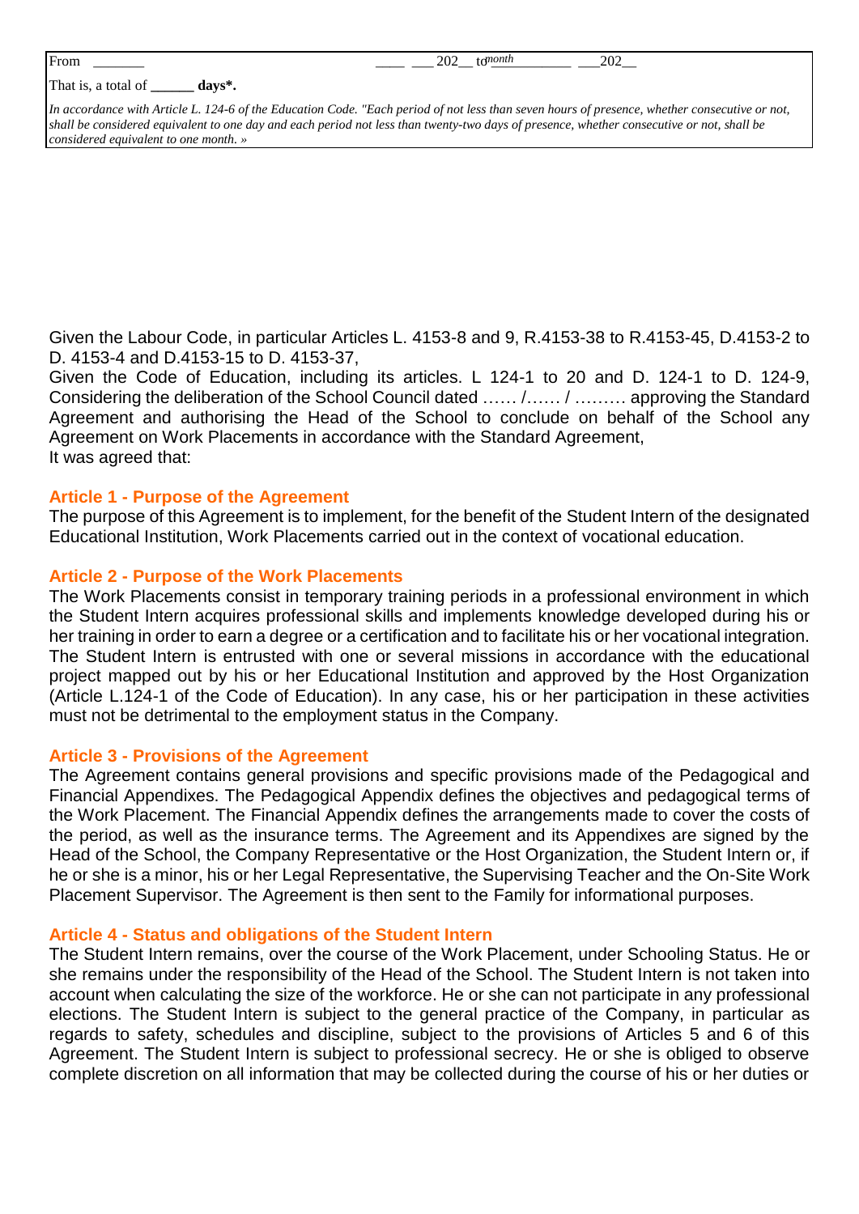| From _______ | ____ ___ 202__ to month ________ ___202__ |
|---|---|
| That is, a total of **______ days*.** | |
| *In accordance with Article L. 124-6 of the Education Code. "Each period of not less than seven hours of presence, whether consecutive or not, shall be considered equivalent to one day and each period not less than twenty-two days of presence, whether consecutive or not, shall be considered equivalent to one month. »* | |

Given the Labour Code, in particular Articles L. 4153-8 and 9, R.4153-38 to R.4153-45, D.4153-2 to D. 4153-4 and D.4153-15 to D. 4153-37,
Given the Code of Education, including its articles. L 124-1 to 20 and D. 124-1 to D. 124-9,
Considering the deliberation of the School Council dated …… /…… / ……… approving the Standard Agreement and authorising the Head of the School to conclude on behalf of the School any Agreement on Work Placements in accordance with the Standard Agreement,
It was agreed that:

### Article 1 - Purpose of the Agreement

The purpose of this Agreement is to implement, for the benefit of the Student Intern of the designated Educational Institution, Work Placements carried out in the context of vocational education.

### Article 2 - Purpose of the Work Placements

The Work Placements consist in temporary training periods in a professional environment in which the Student Intern acquires professional skills and implements knowledge developed during his or her training in order to earn a degree or a certification and to facilitate his or her vocational integration. The Student Intern is entrusted with one or several missions in accordance with the educational project mapped out by his or her Educational Institution and approved by the Host Organization (Article L.124-1 of the Code of Education). In any case, his or her participation in these activities must not be detrimental to the employment status in the Company.

### Article 3 - Provisions of the Agreement

The Agreement contains general provisions and specific provisions made of the Pedagogical and Financial Appendixes. The Pedagogical Appendix defines the objectives and pedagogical terms of the Work Placement. The Financial Appendix defines the arrangements made to cover the costs of the period, as well as the insurance terms. The Agreement and its Appendixes are signed by the Head of the School, the Company Representative or the Host Organization, the Student Intern or, if he or she is a minor, his or her Legal Representative, the Supervising Teacher and the On-Site Work Placement Supervisor. The Agreement is then sent to the Family for informational purposes.

### Article 4 - Status and obligations of the Student Intern

The Student Intern remains, over the course of the Work Placement, under Schooling Status. He or she remains under the responsibility of the Head of the School. The Student Intern is not taken into account when calculating the size of the workforce. He or she can not participate in any professional elections. The Student Intern is subject to the general practice of the Company, in particular as regards to safety, schedules and discipline, subject to the provisions of Articles 5 and 6 of this Agreement. The Student Intern is subject to professional secrecy. He or she is obliged to observe complete discretion on all information that may be collected during the course of his or her duties or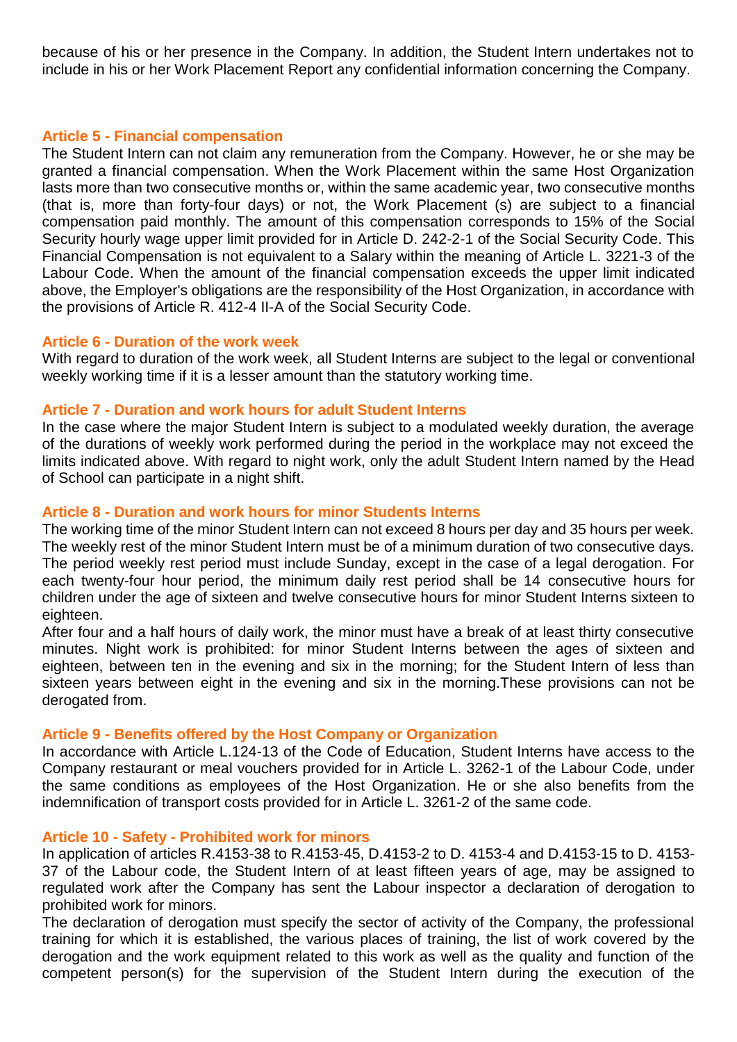because of his or her presence in the Company. In addition, the Student Intern undertakes not to include in his or her Work Placement Report any confidential information concerning the Company.

### Article 5 - Financial compensation

The Student Intern can not claim any remuneration from the Company. However, he or she may be granted a financial compensation. When the Work Placement within the same Host Organization lasts more than two consecutive months or, within the same academic year, two consecutive months (that is, more than forty-four days) or not, the Work Placement (s) are subject to a financial compensation paid monthly. The amount of this compensation corresponds to 15% of the Social Security hourly wage upper limit provided for in Article D. 242-2-1 of the Social Security Code. This Financial Compensation is not equivalent to a Salary within the meaning of Article L. 3221-3 of the Labour Code. When the amount of the financial compensation exceeds the upper limit indicated above, the Employer's obligations are the responsibility of the Host Organization, in accordance with the provisions of Article R. 412-4 II-A of the Social Security Code.

### Article 6 - Duration of the work week

With regard to duration of the work week, all Student Interns are subject to the legal or conventional weekly working time if it is a lesser amount than the statutory working time.

### Article 7 - Duration and work hours for adult Student Interns

In the case where the major Student Intern is subject to a modulated weekly duration, the average of the durations of weekly work performed during the period in the workplace may not exceed the limits indicated above. With regard to night work, only the adult Student Intern named by the Head of School can participate in a night shift.

### Article 8 - Duration and work hours for minor Students Interns

The working time of the minor Student Intern can not exceed 8 hours per day and 35 hours per week. The weekly rest of the minor Student Intern must be of a minimum duration of two consecutive days. The period weekly rest period must include Sunday, except in the case of a legal derogation. For each twenty-four hour period, the minimum daily rest period shall be 14 consecutive hours for children under the age of sixteen and twelve consecutive hours for minor Student Interns sixteen to eighteen.

After four and a half hours of daily work, the minor must have a break of at least thirty consecutive minutes. Night work is prohibited: for minor Student Interns between the ages of sixteen and eighteen, between ten in the evening and six in the morning; for the Student Intern of less than sixteen years between eight in the evening and six in the morning.These provisions can not be derogated from.

### Article 9 - Benefits offered by the Host Company or Organization

In accordance with Article L.124-13 of the Code of Education, Student Interns have access to the Company restaurant or meal vouchers provided for in Article L. 3262-1 of the Labour Code, under the same conditions as employees of the Host Organization. He or she also benefits from the indemnification of transport costs provided for in Article L. 3261-2 of the same code.

### Article 10 - Safety - Prohibited work for minors

In application of articles R.4153-38 to R.4153-45, D.4153-2 to D. 4153-4 and D.4153-15 to D. 4153-37 of the Labour code, the Student Intern of at least fifteen years of age, may be assigned to regulated work after the Company has sent the Labour inspector a declaration of derogation to prohibited work for minors.

The declaration of derogation must specify the sector of activity of the Company, the professional training for which it is established, the various places of training, the list of work covered by the derogation and the work equipment related to this work as well as the quality and function of the competent person(s) for the supervision of the Student Intern during the execution of the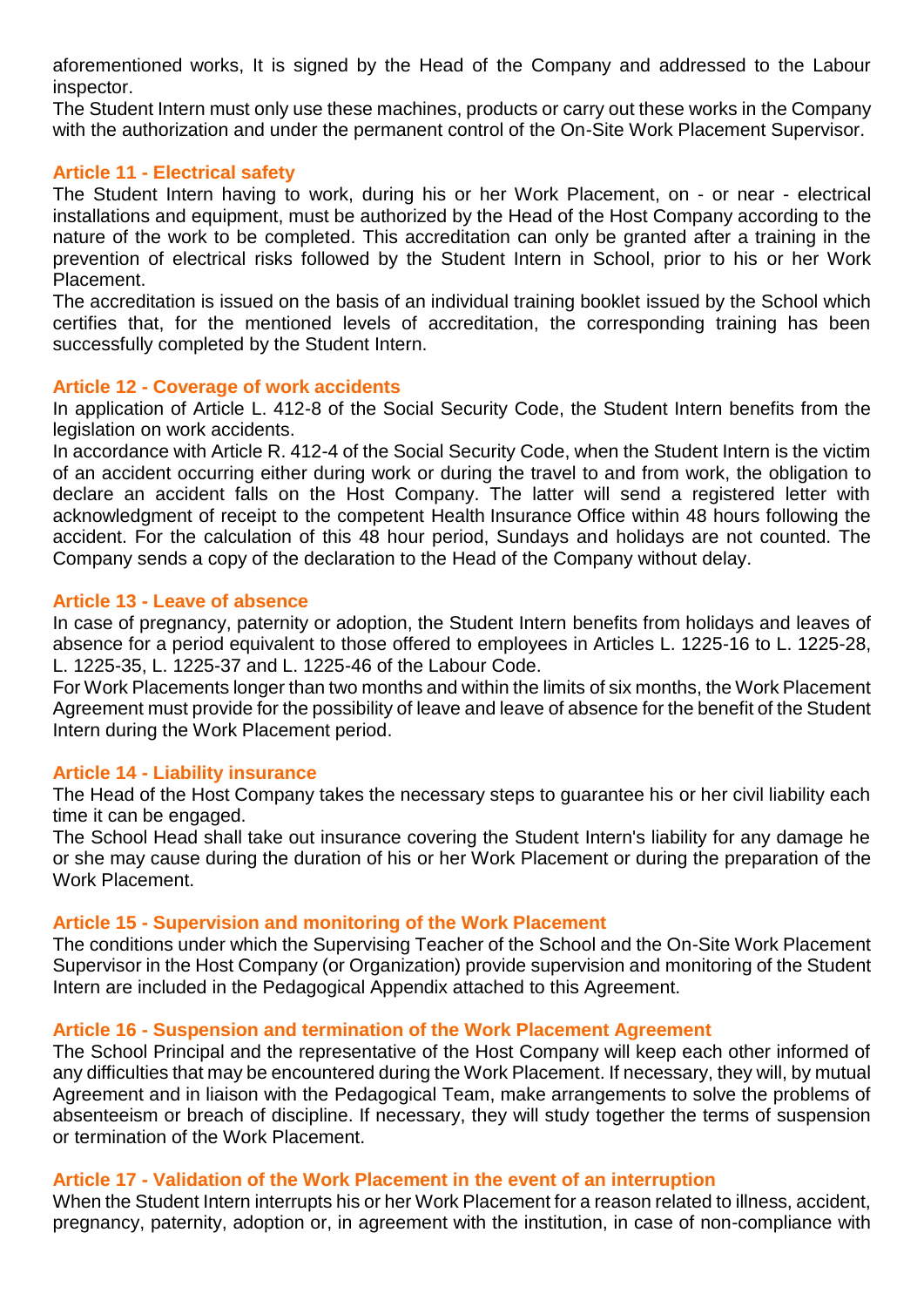aforementioned works, It is signed by the Head of the Company and addressed to the Labour inspector.

The Student Intern must only use these machines, products or carry out these works in the Company with the authorization and under the permanent control of the On-Site Work Placement Supervisor.

### Article 11 - Electrical safety

The Student Intern having to work, during his or her Work Placement, on - or near - electrical installations and equipment, must be authorized by the Head of the Host Company according to the nature of the work to be completed. This accreditation can only be granted after a training in the prevention of electrical risks followed by the Student Intern in School, prior to his or her Work Placement.

The accreditation is issued on the basis of an individual training booklet issued by the School which certifies that, for the mentioned levels of accreditation, the corresponding training has been successfully completed by the Student Intern.

### Article 12 - Coverage of work accidents

In application of Article L. 412-8 of the Social Security Code, the Student Intern benefits from the legislation on work accidents.

In accordance with Article R. 412-4 of the Social Security Code, when the Student Intern is the victim of an accident occurring either during work or during the travel to and from work, the obligation to declare an accident falls on the Host Company. The latter will send a registered letter with acknowledgment of receipt to the competent Health Insurance Office within 48 hours following the accident. For the calculation of this 48 hour period, Sundays and holidays are not counted. The Company sends a copy of the declaration to the Head of the Company without delay.

### Article 13 - Leave of absence

In case of pregnancy, paternity or adoption, the Student Intern benefits from holidays and leaves of absence for a period equivalent to those offered to employees in Articles L. 1225-16 to L. 1225-28, L. 1225-35, L. 1225-37 and L. 1225-46 of the Labour Code.

For Work Placements longer than two months and within the limits of six months, the Work Placement Agreement must provide for the possibility of leave and leave of absence for the benefit of the Student Intern during the Work Placement period.

### Article 14 - Liability insurance

The Head of the Host Company takes the necessary steps to guarantee his or her civil liability each time it can be engaged.

The School Head shall take out insurance covering the Student Intern's liability for any damage he or she may cause during the duration of his or her Work Placement or during the preparation of the Work Placement.

### Article 15 - Supervision and monitoring of the Work Placement

The conditions under which the Supervising Teacher of the School and the On-Site Work Placement Supervisor in the Host Company (or Organization) provide supervision and monitoring of the Student Intern are included in the Pedagogical Appendix attached to this Agreement.

### Article 16 - Suspension and termination of the Work Placement Agreement

The School Principal and the representative of the Host Company will keep each other informed of any difficulties that may be encountered during the Work Placement. If necessary, they will, by mutual Agreement and in liaison with the Pedagogical Team, make arrangements to solve the problems of absenteeism or breach of discipline. If necessary, they will study together the terms of suspension or termination of the Work Placement.

### Article 17 - Validation of the Work Placement in the event of an interruption

When the Student Intern interrupts his or her Work Placement for a reason related to illness, accident, pregnancy, paternity, adoption or, in agreement with the institution, in case of non-compliance with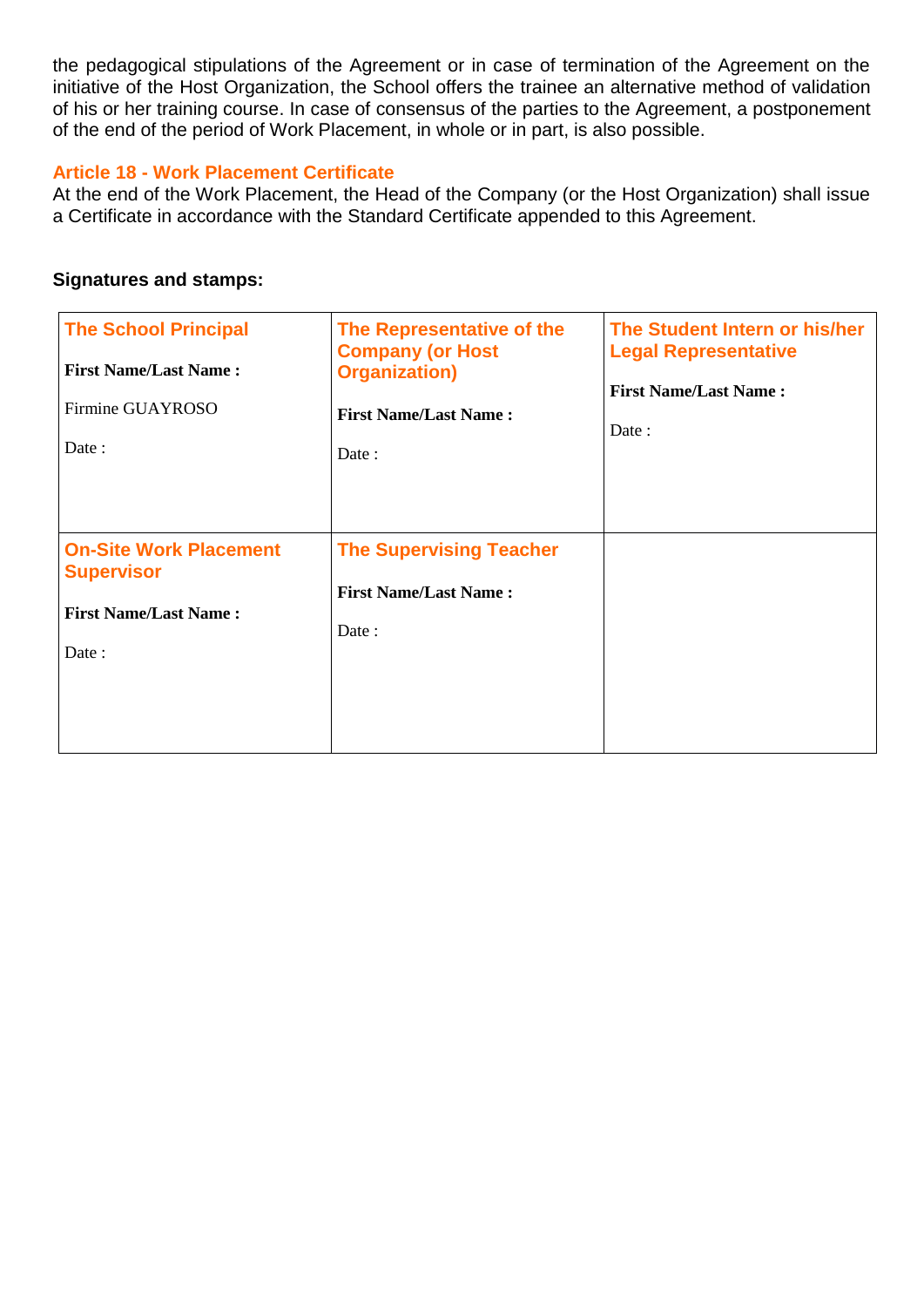the pedagogical stipulations of the Agreement or in case of termination of the Agreement on the initiative of the Host Organization, the School offers the trainee an alternative method of validation of his or her training course. In case of consensus of the parties to the Agreement, a postponement of the end of the period of Work Placement, in whole or in part, is also possible.

### Article 18 - Work Placement Certificate

At the end of the Work Placement, the Head of the Company (or the Host Organization) shall issue a Certificate in accordance with the Standard Certificate appended to this Agreement.

**Signatures and stamps:**

| The School Principal<br><br>**First Name/Last Name :**<br><br>Firmine GUAYROSO<br><br>Date : | The Representative of the Company (or Host Organization)<br><br>**First Name/Last Name :**<br><br>Date : | The Student Intern or his/her Legal Representative<br><br>**First Name/Last Name :**<br><br>Date : |
|---|---|---|
| On-Site Work Placement Supervisor<br><br>**First Name/Last Name :**<br><br>Date : | The Supervising Teacher<br><br>**First Name/Last Name :**<br><br>Date : | |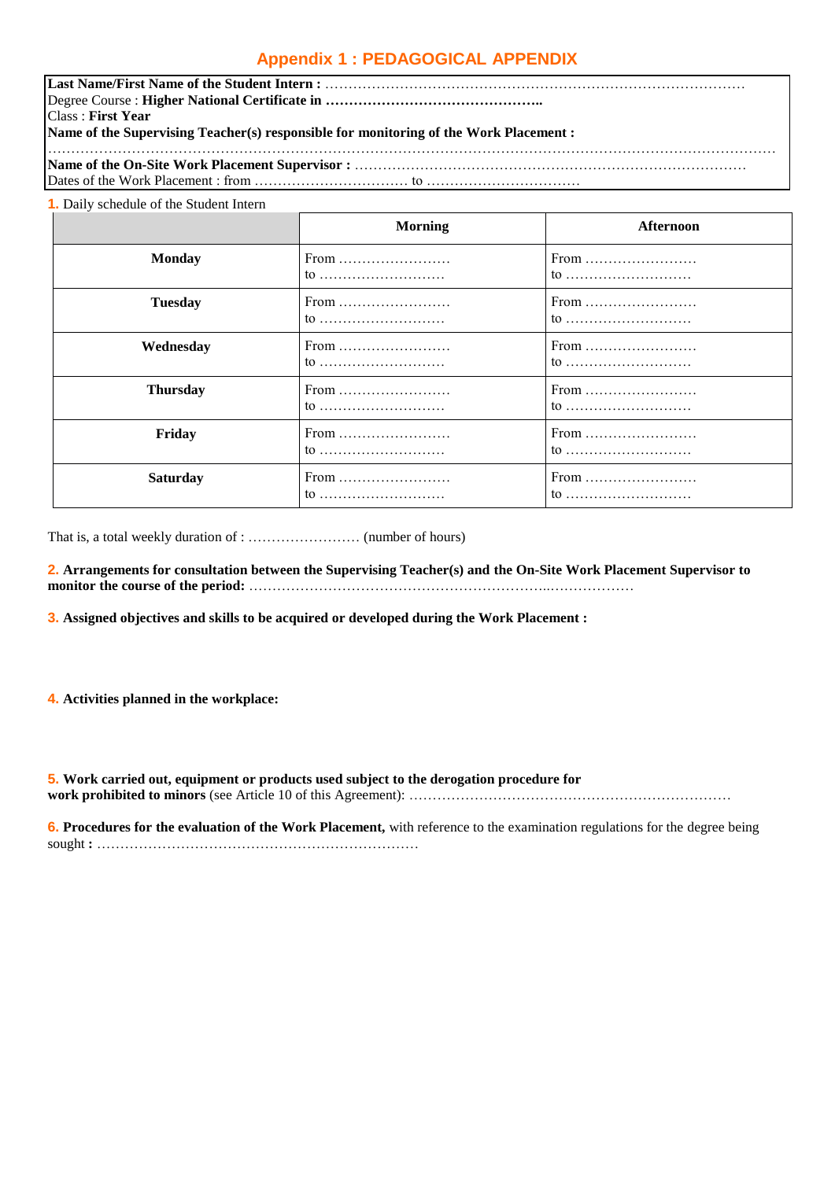# Appendix 1 : PEDAGOGICAL APPENDIX

**Last Name/First Name of the Student Intern :** ………………………………………………………………………………
Degree Course : **Higher National Certificate in ………………………………………..**
Class : **First Year**
**Name of the Supervising Teacher(s) responsible for monitoring of the Work Placement :**
…………………………………………………………………………………………………………………………………………
**Name of the On-Site Work Placement Supervisor :** …………………………………………………………………………
Dates of the Work Placement : from …………………………… to ……………………………

**1.** Daily schedule of the Student Intern

| | Morning | Afternoon |
|---|---|---|
| **Monday** | From …………………… to ……………………… | From …………………… to ……………………… |
| **Tuesday** | From …………………… to ……………………… | From …………………… to ……………………… |
| **Wednesday** | From …………………… to ……………………… | From …………………… to ……………………… |
| **Thursday** | From …………………… to ……………………… | From …………………… to ……………………… |
| **Friday** | From …………………… to ……………………… | From …………………… to ……………………… |
| **Saturday** | From …………………… to ……………………… | From …………………… to ……………………… |

That is, a total weekly duration of : …………………… (number of hours)

**2. Arrangements for consultation between the Supervising Teacher(s) and the On-Site Work Placement Supervisor to monitor the course of the period:** ……………………………………………………………..………………

**3. Assigned objectives and skills to be acquired or developed during the Work Placement :**

**4. Activities planned in the workplace:**

**5. Work carried out, equipment or products used subject to the derogation procedure for work prohibited to minors** (see Article 10 of this Agreement): ……………………………………………………………

**6. Procedures for the evaluation of the Work Placement,** with reference to the examination regulations for the degree being sought **:** ……………………………………………………………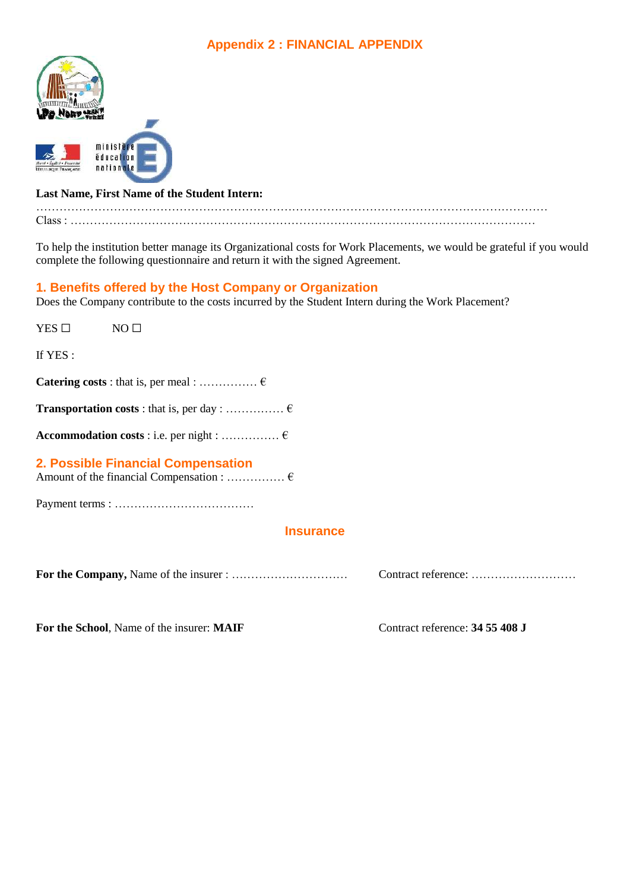# Appendix 2 : FINANCIAL APPENDIX

**Last Name, First Name of the Student Intern:**

………………………………………………………………………………………………………………

Class : ……………………………………………………………………………………………………

To help the institution better manage its Organizational costs for Work Placements, we would be grateful if you would complete the following questionnaire and return it with the signed Agreement.

## 1. Benefits offered by the Host Company or Organization

Does the Company contribute to the costs incurred by the Student Intern during the Work Placement?

YES ☐ NO ☐

If YES :

**Catering costs** : that is, per meal : …………… €

**Transportation costs** : that is, per day : …………… €

**Accommodation costs** : i.e. per night : …………… €

## 2. Possible Financial Compensation

Amount of the financial Compensation : …………… €

Payment terms : ………………………………

## Insurance

**For the Company,** Name of the insurer : ………………………… Contract reference: ………………………

**For the School**, Name of the insurer: **MAIF** Contract reference: **34 55 408 J**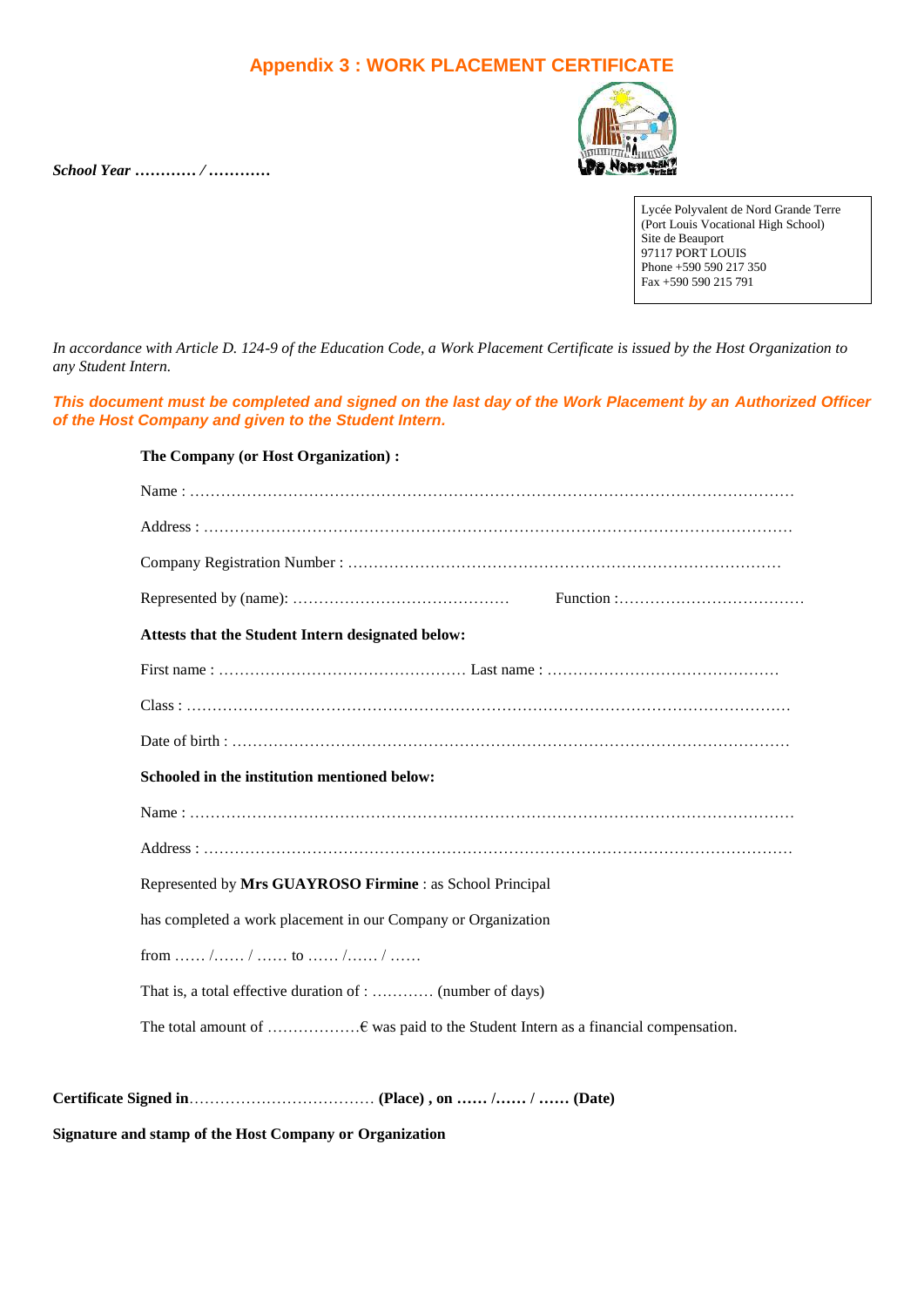# Appendix 3 : WORK PLACEMENT CERTIFICATE

*School Year ………… / …………*

Lycée Polyvalent de Nord Grande Terre
(Port Louis Vocational High School)
Site de Beauport
97117 PORT LOUIS
Phone +590 590 217 350
Fax +590 590 215 791

*In accordance with Article D. 124-9 of the Education Code, a Work Placement Certificate is issued by the Host Organization to any Student Intern.*

***This document must be completed and signed on the last day of the Work Placement by an Authorized Officer of the Host Company and given to the Student Intern.***

**The Company (or Host Organization) :**

Name : ………………………………………………………………………………………………………

Address : ……………………………………………………………………………………………………

Company Registration Number : …………………………………………………………………………

Represented by (name): ……………………………………… Function :………………………………

**Attests that the Student Intern designated below:**

First name : …………………………………………… Last name : ………………………………………

Class : ………………………………………………………………………………………………………

Date of birth : ………………………………………………………………………………………………

**Schooled in the institution mentioned below:**

Name : ………………………………………………………………………………………………………

Address : ……………………………………………………………………………………………………

Represented by **Mrs GUAYROSO Firmine** : as School Principal

has completed a work placement in our Company or Organization

from …… /…… / …… to …… /…… / ……

That is, a total effective duration of : ………… (number of days)

The total amount of ………………€ was paid to the Student Intern as a financial compensation.

**Certificate Signed in**……………………………… **(Place) , on …… /…… / …… (Date)**

**Signature and stamp of the Host Company or Organization**